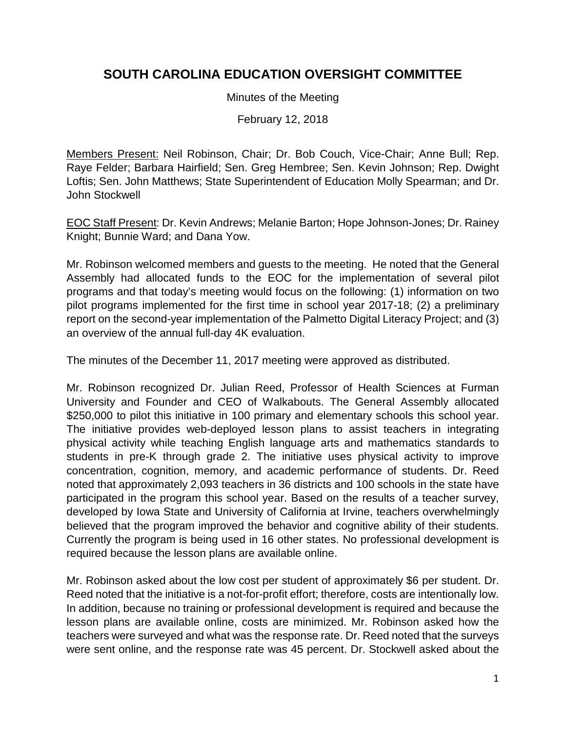# SOUTH CAROLINA EDUCATION OVERSIGHT COMMITTEE

Minutes of the Meeting

February 12, 2018

Members Present: Neil Robinson, Chair; Dr. Bob Couch, Vice-Chair; Anne Bull; Rep. Raye Felder; Barbara Hairfield; Sen. Greg Hembree; Sen. Kevin Johnson; Rep. Dwight Loftis; Sen. John Matthews; State Superintendent of Education Molly Spearman; and Dr. John Stockwell

EOC Staff Present: Dr. Kevin Andrews; Melanie Barton; Hope Johnson-Jones; Dr. Rainey Knight; Bunnie Ward; and Dana Yow.

Mr. Robinson welcomed members and guests to the meeting. He noted that the General Assembly had allocated funds to the EOC for the implementation of several pilot programs and that today's meeting would focus on the following: (1) information on two pilot programs implemented for the first time in school year 2017-18; (2) a preliminary report on the second-year implementation of the Palmetto Digital Literacy Project; and (3) an overview of the annual full-day 4K evaluation.

The minutes of the December 11, 2017 meeting were approved as distributed.

Mr. Robinson recognized Dr. Julian Reed, Professor of Health Sciences at Furman University and Founder and CEO of Walkabouts. The General Assembly allocated $250,000 to pilot this initiative in 100 primary and elementary schools this school year. The initiative provides web-deployed lesson plans to assist teachers in integrating physical activity while teaching English language arts and mathematics standards to students in pre-K through grade 2. The initiative uses physical activity to improve concentration, cognition, memory, and academic performance of students. Dr. Reed noted that approximately 2,093 teachers in 36 districts and 100 schools in the state have participated in the program this school year. Based on the results of a teacher survey, developed by Iowa State and University of California at Irvine, teachers overwhelmingly believed that the program improved the behavior and cognitive ability of their students. Currently the program is being used in 16 other states. No professional development is required because the lesson plans are available online.

Mr. Robinson asked about the low cost per student of approximately $6 per student. Dr. Reed noted that the initiative is a not-for-profit effort; therefore, costs are intentionally low. In addition, because no training or professional development is required and because the lesson plans are available online, costs are minimized. Mr. Robinson asked how the teachers were surveyed and what was the response rate. Dr. Reed noted that the surveys were sent online, and the response rate was 45 percent. Dr. Stockwell asked about the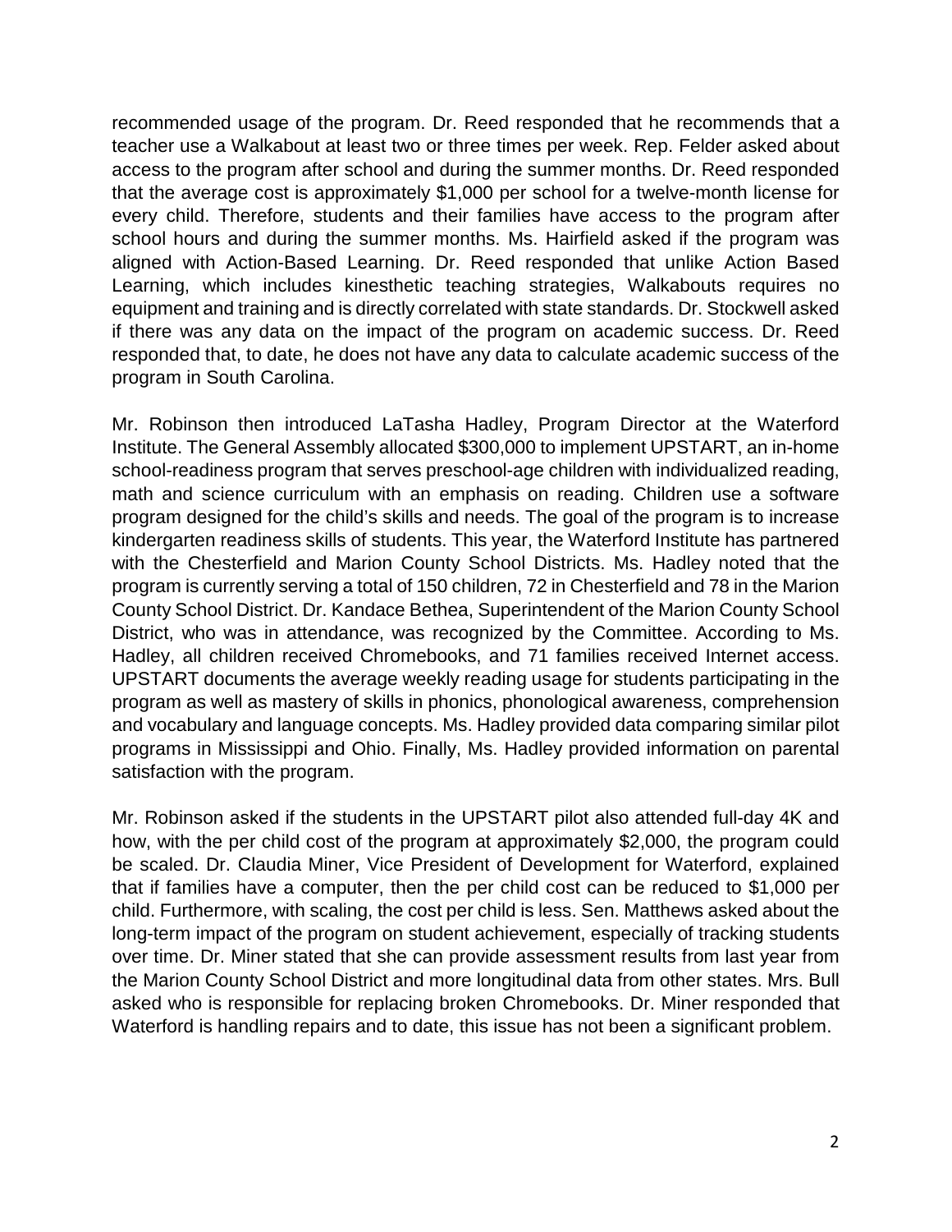recommended usage of the program. Dr. Reed responded that he recommends that a teacher use a Walkabout at least two or three times per week. Rep. Felder asked about access to the program after school and during the summer months. Dr. Reed responded that the average cost is approximately $1,000 per school for a twelve-month license for every child. Therefore, students and their families have access to the program after school hours and during the summer months. Ms. Hairfield asked if the program was aligned with Action-Based Learning. Dr. Reed responded that unlike Action Based Learning, which includes kinesthetic teaching strategies, Walkabouts requires no equipment and training and is directly correlated with state standards. Dr. Stockwell asked if there was any data on the impact of the program on academic success. Dr. Reed responded that, to date, he does not have any data to calculate academic success of the program in South Carolina.

Mr. Robinson then introduced LaTasha Hadley, Program Director at the Waterford Institute. The General Assembly allocated $300,000 to implement UPSTART, an in-home school-readiness program that serves preschool-age children with individualized reading, math and science curriculum with an emphasis on reading. Children use a software program designed for the child's skills and needs. The goal of the program is to increase kindergarten readiness skills of students. This year, the Waterford Institute has partnered with the Chesterfield and Marion County School Districts. Ms. Hadley noted that the program is currently serving a total of 150 children, 72 in Chesterfield and 78 in the Marion County School District. Dr. Kandace Bethea, Superintendent of the Marion County School District, who was in attendance, was recognized by the Committee. According to Ms. Hadley, all children received Chromebooks, and 71 families received Internet access. UPSTART documents the average weekly reading usage for students participating in the program as well as mastery of skills in phonics, phonological awareness, comprehension and vocabulary and language concepts. Ms. Hadley provided data comparing similar pilot programs in Mississippi and Ohio. Finally, Ms. Hadley provided information on parental satisfaction with the program.

Mr. Robinson asked if the students in the UPSTART pilot also attended full-day 4K and how, with the per child cost of the program at approximately $2,000, the program could be scaled. Dr. Claudia Miner, Vice President of Development for Waterford, explained that if families have a computer, then the per child cost can be reduced to $1,000 per child. Furthermore, with scaling, the cost per child is less. Sen. Matthews asked about the long-term impact of the program on student achievement, especially of tracking students over time. Dr. Miner stated that she can provide assessment results from last year from the Marion County School District and more longitudinal data from other states. Mrs. Bull asked who is responsible for replacing broken Chromebooks. Dr. Miner responded that Waterford is handling repairs and to date, this issue has not been a significant problem.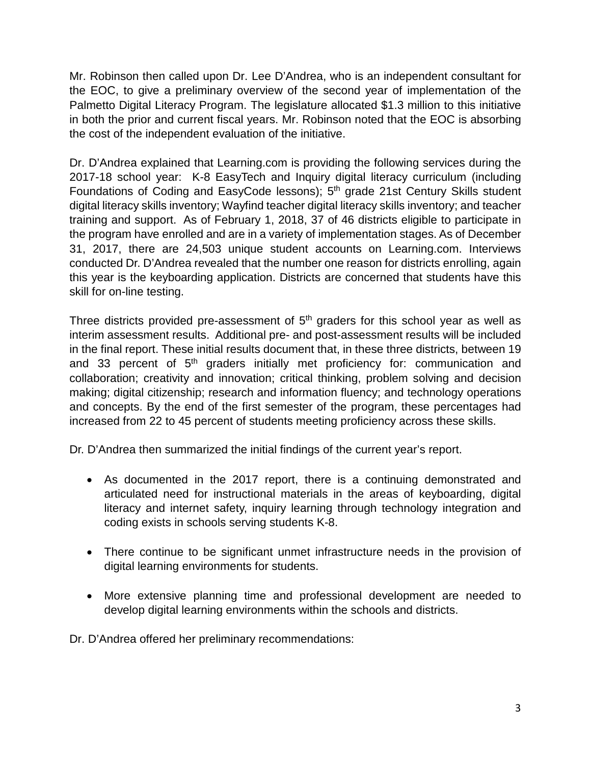Mr. Robinson then called upon Dr. Lee D'Andrea, who is an independent consultant for the EOC, to give a preliminary overview of the second year of implementation of the Palmetto Digital Literacy Program. The legislature allocated $1.3 million to this initiative in both the prior and current fiscal years. Mr. Robinson noted that the EOC is absorbing the cost of the independent evaluation of the initiative.

Dr. D'Andrea explained that Learning.com is providing the following services during the 2017-18 school year: K-8 EasyTech and Inquiry digital literacy curriculum (including Foundations of Coding and EasyCode lessons); 5th grade 21st Century Skills student digital literacy skills inventory; Wayfind teacher digital literacy skills inventory; and teacher training and support. As of February 1, 2018, 37 of 46 districts eligible to participate in the program have enrolled and are in a variety of implementation stages. As of December 31, 2017, there are 24,503 unique student accounts on Learning.com. Interviews conducted Dr. D'Andrea revealed that the number one reason for districts enrolling, again this year is the keyboarding application. Districts are concerned that students have this skill for on-line testing.

Three districts provided pre-assessment of 5th graders for this school year as well as interim assessment results. Additional pre- and post-assessment results will be included in the final report. These initial results document that, in these three districts, between 19 and 33 percent of 5th graders initially met proficiency for: communication and collaboration; creativity and innovation; critical thinking, problem solving and decision making; digital citizenship; research and information fluency; and technology operations and concepts. By the end of the first semester of the program, these percentages had increased from 22 to 45 percent of students meeting proficiency across these skills.

Dr. D'Andrea then summarized the initial findings of the current year's report.

- As documented in the 2017 report, there is a continuing demonstrated and articulated need for instructional materials in the areas of keyboarding, digital literacy and internet safety, inquiry learning through technology integration and coding exists in schools serving students K-8.
- There continue to be significant unmet infrastructure needs in the provision of digital learning environments for students.
- More extensive planning time and professional development are needed to develop digital learning environments within the schools and districts.

Dr. D'Andrea offered her preliminary recommendations: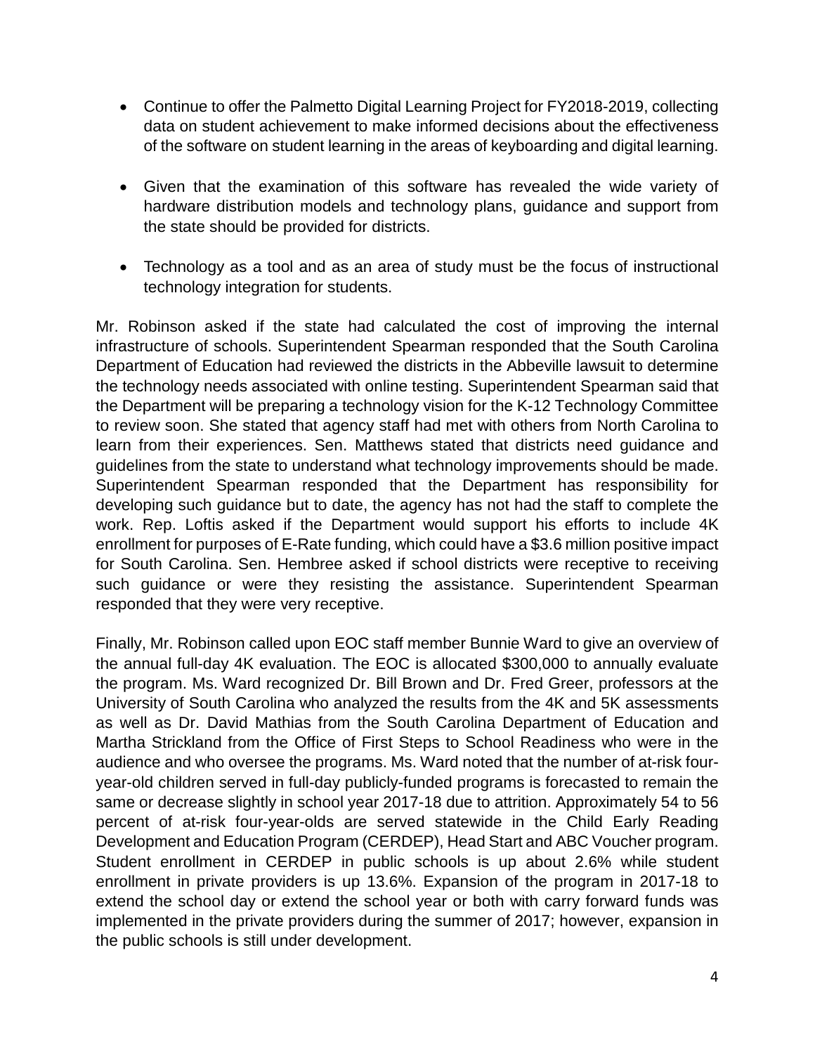- Continue to offer the Palmetto Digital Learning Project for FY2018-2019, collecting data on student achievement to make informed decisions about the effectiveness of the software on student learning in the areas of keyboarding and digital learning.

- Given that the examination of this software has revealed the wide variety of hardware distribution models and technology plans, guidance and support from the state should be provided for districts.

- Technology as a tool and as an area of study must be the focus of instructional technology integration for students.

Mr. Robinson asked if the state had calculated the cost of improving the internal infrastructure of schools. Superintendent Spearman responded that the South Carolina Department of Education had reviewed the districts in the Abbeville lawsuit to determine the technology needs associated with online testing. Superintendent Spearman said that the Department will be preparing a technology vision for the K-12 Technology Committee to review soon. She stated that agency staff had met with others from North Carolina to learn from their experiences. Sen. Matthews stated that districts need guidance and guidelines from the state to understand what technology improvements should be made. Superintendent Spearman responded that the Department has responsibility for developing such guidance but to date, the agency has not had the staff to complete the work. Rep. Loftis asked if the Department would support his efforts to include 4K enrollment for purposes of E-Rate funding, which could have a $3.6 million positive impact for South Carolina. Sen. Hembree asked if school districts were receptive to receiving such guidance or were they resisting the assistance. Superintendent Spearman responded that they were very receptive.

Finally, Mr. Robinson called upon EOC staff member Bunnie Ward to give an overview of the annual full-day 4K evaluation. The EOC is allocated $300,000 to annually evaluate the program. Ms. Ward recognized Dr. Bill Brown and Dr. Fred Greer, professors at the University of South Carolina who analyzed the results from the 4K and 5K assessments as well as Dr. David Mathias from the South Carolina Department of Education and Martha Strickland from the Office of First Steps to School Readiness who were in the audience and who oversee the programs. Ms. Ward noted that the number of at-risk four-year-old children served in full-day publicly-funded programs is forecasted to remain the same or decrease slightly in school year 2017-18 due to attrition. Approximately 54 to 56 percent of at-risk four-year-olds are served statewide in the Child Early Reading Development and Education Program (CERDEP), Head Start and ABC Voucher program. Student enrollment in CERDEP in public schools is up about 2.6% while student enrollment in private providers is up 13.6%. Expansion of the program in 2017-18 to extend the school day or extend the school year or both with carry forward funds was implemented in the private providers during the summer of 2017; however, expansion in the public schools is still under development.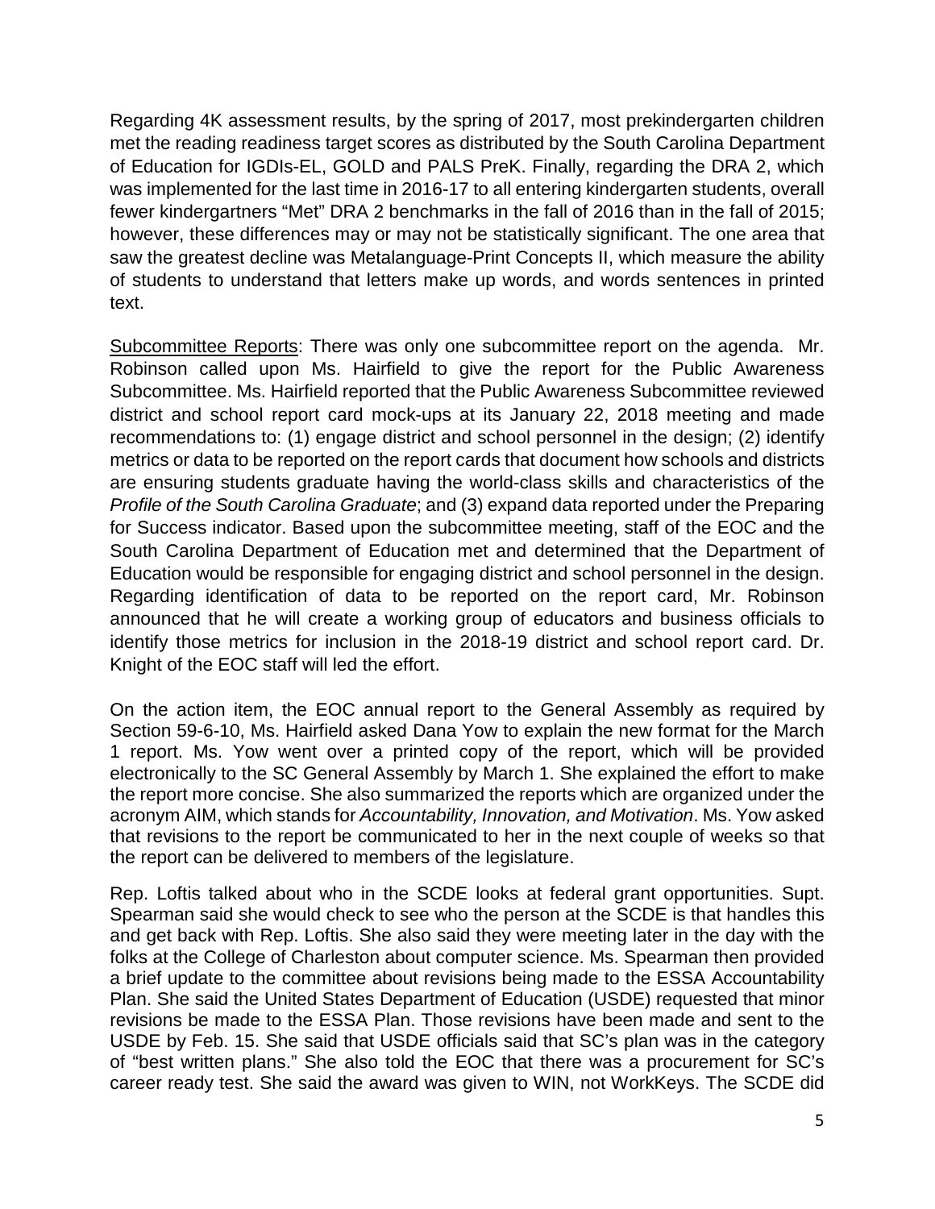Regarding 4K assessment results, by the spring of 2017, most prekindergarten children met the reading readiness target scores as distributed by the South Carolina Department of Education for IGDIs-EL, GOLD and PALS PreK. Finally, regarding the DRA 2, which was implemented for the last time in 2016-17 to all entering kindergarten students, overall fewer kindergartners "Met" DRA 2 benchmarks in the fall of 2016 than in the fall of 2015; however, these differences may or may not be statistically significant. The one area that saw the greatest decline was Metalanguage-Print Concepts II, which measure the ability of students to understand that letters make up words, and words sentences in printed text.

Subcommittee Reports: There was only one subcommittee report on the agenda. Mr. Robinson called upon Ms. Hairfield to give the report for the Public Awareness Subcommittee. Ms. Hairfield reported that the Public Awareness Subcommittee reviewed district and school report card mock-ups at its January 22, 2018 meeting and made recommendations to: (1) engage district and school personnel in the design; (2) identify metrics or data to be reported on the report cards that document how schools and districts are ensuring students graduate having the world-class skills and characteristics of the *Profile of the South Carolina Graduate*; and (3) expand data reported under the Preparing for Success indicator. Based upon the subcommittee meeting, staff of the EOC and the South Carolina Department of Education met and determined that the Department of Education would be responsible for engaging district and school personnel in the design. Regarding identification of data to be reported on the report card, Mr. Robinson announced that he will create a working group of educators and business officials to identify those metrics for inclusion in the 2018-19 district and school report card. Dr. Knight of the EOC staff will led the effort.

On the action item, the EOC annual report to the General Assembly as required by Section 59-6-10, Ms. Hairfield asked Dana Yow to explain the new format for the March 1 report. Ms. Yow went over a printed copy of the report, which will be provided electronically to the SC General Assembly by March 1. She explained the effort to make the report more concise. She also summarized the reports which are organized under the acronym AIM, which stands for *Accountability, Innovation, and Motivation*. Ms. Yow asked that revisions to the report be communicated to her in the next couple of weeks so that the report can be delivered to members of the legislature.

Rep. Loftis talked about who in the SCDE looks at federal grant opportunities. Supt. Spearman said she would check to see who the person at the SCDE is that handles this and get back with Rep. Loftis. She also said they were meeting later in the day with the folks at the College of Charleston about computer science. Ms. Spearman then provided a brief update to the committee about revisions being made to the ESSA Accountability Plan. She said the United States Department of Education (USDE) requested that minor revisions be made to the ESSA Plan. Those revisions have been made and sent to the USDE by Feb. 15. She said that USDE officials said that SC's plan was in the category of "best written plans." She also told the EOC that there was a procurement for SC's career ready test. She said the award was given to WIN, not WorkKeys. The SCDE did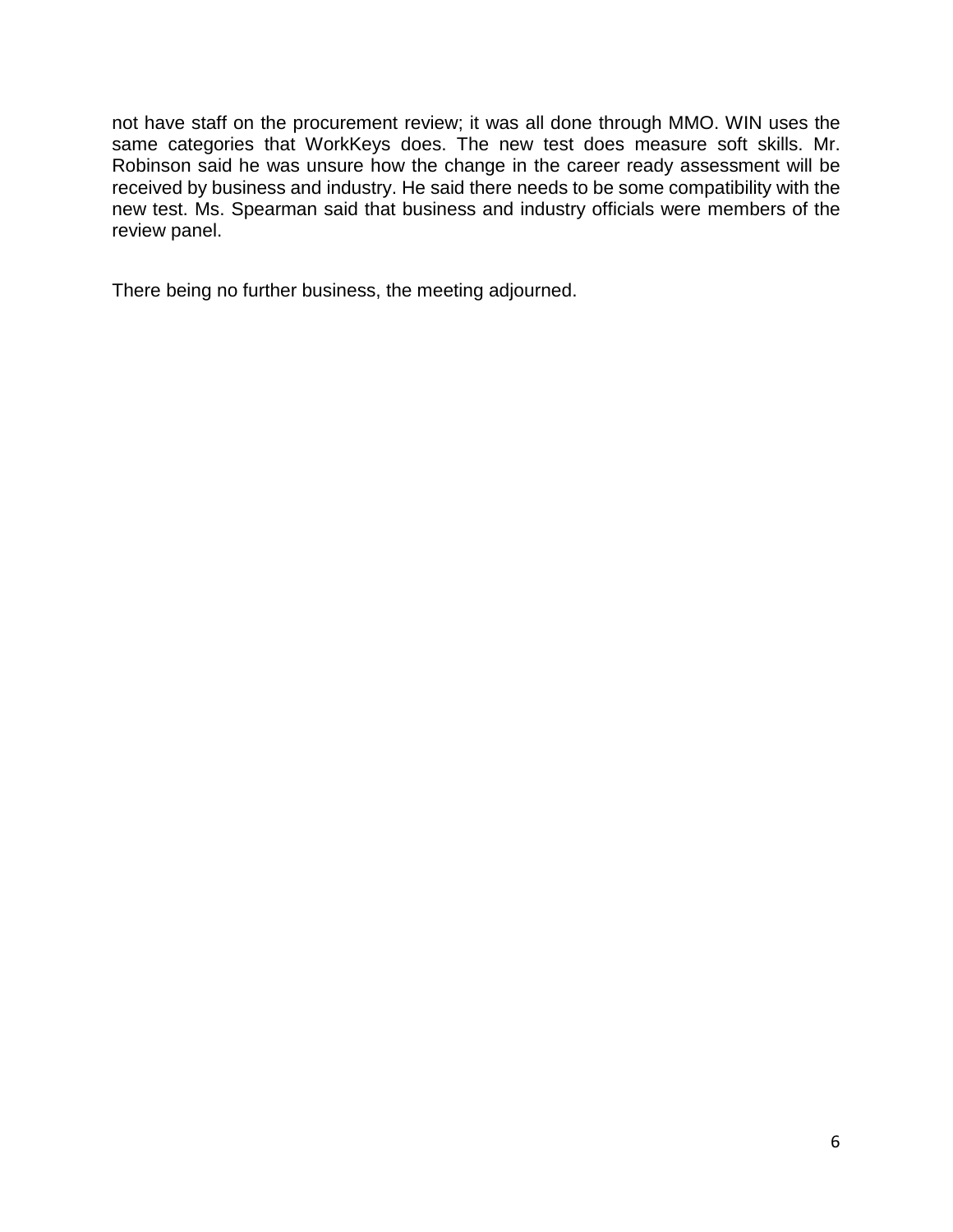not have staff on the procurement review; it was all done through MMO. WIN uses the same categories that WorkKeys does. The new test does measure soft skills. Mr. Robinson said he was unsure how the change in the career ready assessment will be received by business and industry. He said there needs to be some compatibility with the new test. Ms. Spearman said that business and industry officials were members of the review panel.

There being no further business, the meeting adjourned.